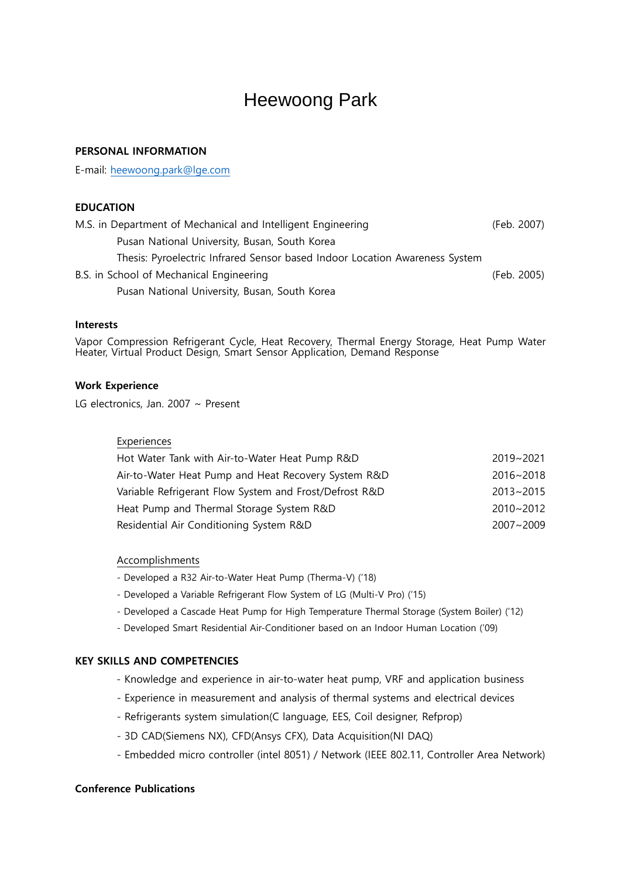# Heewoong Park

## PERSONAL INFORMATION

E-mail: heewoong.park@lge.com

## EDUCATION

M.S. in Department of Mechanical and Intelligent Engineering (Feb. 2007)

Pusan National University, Busan, South Korea

Thesis: Pyroelectric Infrared Sensor based Indoor Location Awareness System

B.S. in School of Mechanical Engineering (Feb. 2005)

Pusan National University, Busan, South Korea

## Interests

Vapor Compression Refrigerant Cycle, Heat Recovery, Thermal Energy Storage, Heat Pump Water Heater, Virtual Product Design, Smart Sensor Application, Demand Response

## Work Experience

LG electronics, Jan. 2007 ~ Present

### Experiences

| | |
|---|---|
| Hot Water Tank with Air-to-Water Heat Pump R&D | 2019~2021 |
| Air-to-Water Heat Pump and Heat Recovery System R&D | 2016~2018 |
| Variable Refrigerant Flow System and Frost/Defrost R&D | 2013~2015 |
| Heat Pump and Thermal Storage System R&D | 2010~2012 |
| Residential Air Conditioning System R&D | 2007~2009 |

### Accomplishments

- Developed a R32 Air-to-Water Heat Pump (Therma-V) ('18)
- Developed a Variable Refrigerant Flow System of LG (Multi-V Pro) ('15)
- Developed a Cascade Heat Pump for High Temperature Thermal Storage (System Boiler) ('12)
- Developed Smart Residential Air-Conditioner based on an Indoor Human Location ('09)

## KEY SKILLS AND COMPETENCIES

- Knowledge and experience in air-to-water heat pump, VRF and application business
- Experience in measurement and analysis of thermal systems and electrical devices
- Refrigerants system simulation(C language, EES, Coil designer, Refprop)
- 3D CAD(Siemens NX), CFD(Ansys CFX), Data Acquisition(NI DAQ)
- Embedded micro controller (intel 8051) / Network (IEEE 802.11, Controller Area Network)

## Conference Publications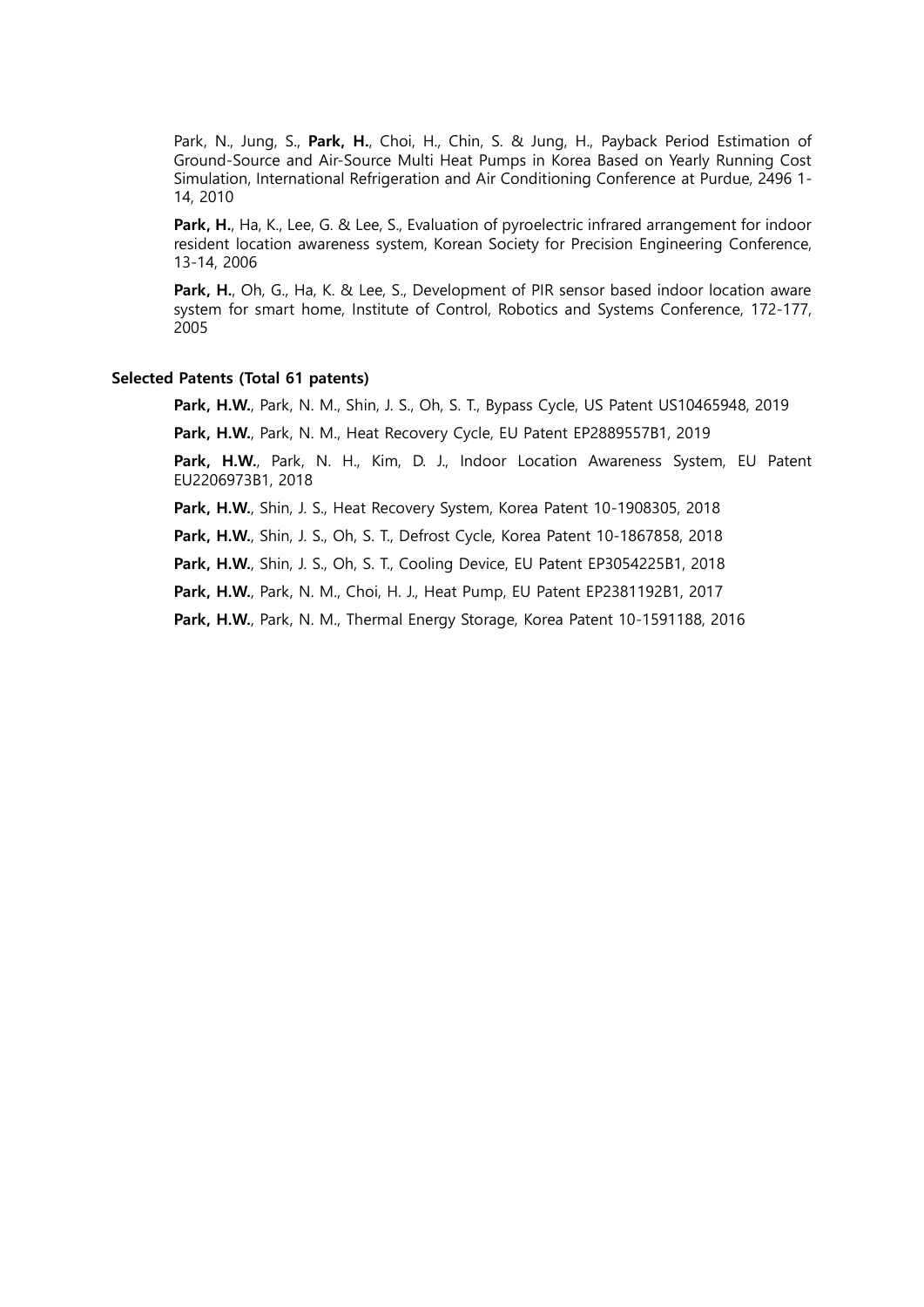Park, N., Jung, S., **Park, H.**, Choi, H., Chin, S. & Jung, H., Payback Period Estimation of Ground-Source and Air-Source Multi Heat Pumps in Korea Based on Yearly Running Cost Simulation, International Refrigeration and Air Conditioning Conference at Purdue, 2496 1-14, 2010

**Park, H.**, Ha, K., Lee, G. & Lee, S., Evaluation of pyroelectric infrared arrangement for indoor resident location awareness system, Korean Society for Precision Engineering Conference, 13-14, 2006

**Park, H.**, Oh, G., Ha, K. & Lee, S., Development of PIR sensor based indoor location aware system for smart home, Institute of Control, Robotics and Systems Conference, 172-177, 2005

**Selected Patents (Total 61 patents)**

**Park, H.W.**, Park, N. M., Shin, J. S., Oh, S. T., Bypass Cycle, US Patent US10465948, 2019

**Park, H.W.**, Park, N. M., Heat Recovery Cycle, EU Patent EP2889557B1, 2019

**Park, H.W.**, Park, N. H., Kim, D. J., Indoor Location Awareness System, EU Patent EU2206973B1, 2018

**Park, H.W.**, Shin, J. S., Heat Recovery System, Korea Patent 10-1908305, 2018

**Park, H.W.**, Shin, J. S., Oh, S. T., Defrost Cycle, Korea Patent 10-1867858, 2018

**Park, H.W.**, Shin, J. S., Oh, S. T., Cooling Device, EU Patent EP3054225B1, 2018

**Park, H.W.**, Park, N. M., Choi, H. J., Heat Pump, EU Patent EP2381192B1, 2017

**Park, H.W.**, Park, N. M., Thermal Energy Storage, Korea Patent 10-1591188, 2016